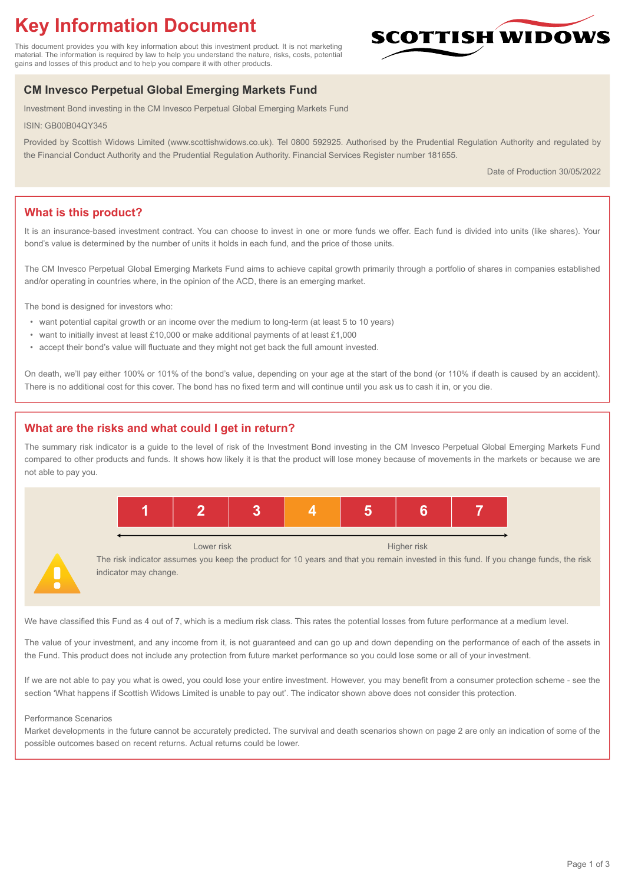# Key Information Document

This document provides you with key information about this investment product. It is not marketing material. The information is required by law to help you understand the nature, risks, costs, potential gains and losses of this product and to help you compare it with other products.

SCOTTISH WIDOWS

## CM Invesco Perpetual Global Emerging Markets Fund

Investment Bond investing in the CM Invesco Perpetual Global Emerging Markets Fund

ISIN: GB00B04QY345

Provided by Scottish Widows Limited (www.scottishwidows.co.uk). Tel 0800 592925. Authorised by the Prudential Regulation Authority and regulated by the Financial Conduct Authority and the Prudential Regulation Authority. Financial Services Register number 181655.

Date of Production 30/05/2022

## What is this product?

It is an insurance-based investment contract. You can choose to invest in one or more funds we offer. Each fund is divided into units (like shares). Your bond's value is determined by the number of units it holds in each fund, and the price of those units.

The CM Invesco Perpetual Global Emerging Markets Fund aims to achieve capital growth primarily through a portfolio of shares in companies established and/or operating in countries where, in the opinion of the ACD, there is an emerging market.

The bond is designed for investors who:

- want potential capital growth or an income over the medium to long-term (at least 5 to 10 years)
- want to initially invest at least £10,000 or make additional payments of at least £1,000
- accept their bond's value will fluctuate and they might not get back the full amount invested.

On death, we'll pay either 100% or 101% of the bond's value, depending on your age at the start of the bond (or 110% if death is caused by an accident). There is no additional cost for this cover. The bond has no fixed term and will continue until you ask us to cash it in, or you die.

## What are the risks and what could I get in return?

The summary risk indicator is a guide to the level of risk of the Investment Bond investing in the CM Invesco Perpetual Global Emerging Markets Fund compared to other products and funds. It shows how likely it is that the product will lose money because of movements in the markets or because we are not able to pay you.

| 1 | 2 | 3 | **4** | 5 | 6 | 7 |
|---|---|---|---|---|---|---|

Lower risk ← → Higher risk

The risk indicator assumes you keep the product for 10 years and that you remain invested in this fund. If you change funds, the risk indicator may change.

We have classified this Fund as 4 out of 7, which is a medium risk class. This rates the potential losses from future performance at a medium level.

The value of your investment, and any income from it, is not guaranteed and can go up and down depending on the performance of each of the assets in the Fund. This product does not include any protection from future market performance so you could lose some or all of your investment.

If we are not able to pay you what is owed, you could lose your entire investment. However, you may benefit from a consumer protection scheme - see the section 'What happens if Scottish Widows Limited is unable to pay out'. The indicator shown above does not consider this protection.

Performance Scenarios

Market developments in the future cannot be accurately predicted. The survival and death scenarios shown on page 2 are only an indication of some of the possible outcomes based on recent returns. Actual returns could be lower.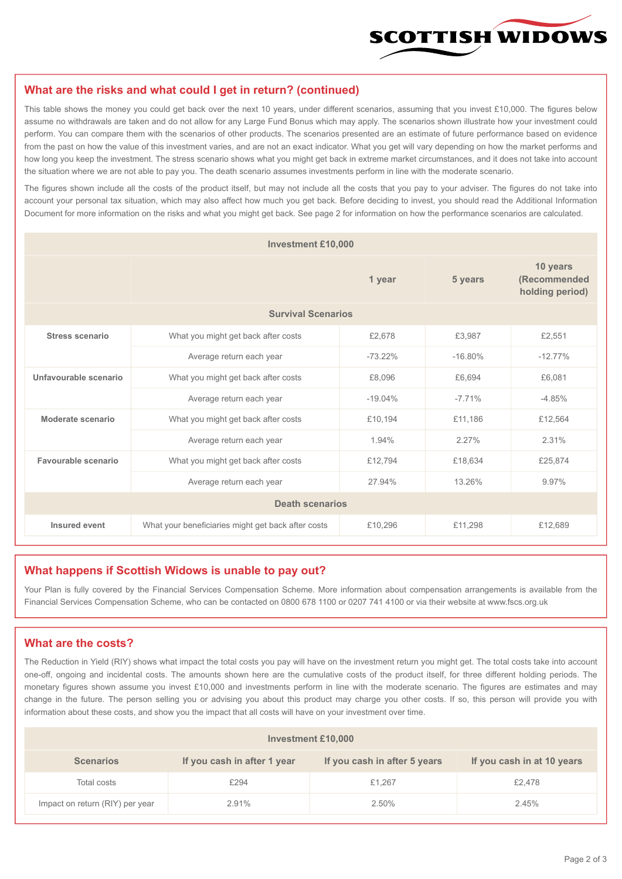## What are the risks and what could I get in return? (continued)

This table shows the money you could get back over the next 10 years, under different scenarios, assuming that you invest £10,000. The figures below assume no withdrawals are taken and do not allow for any Large Fund Bonus which may apply. The scenarios shown illustrate how your investment could perform. You can compare them with the scenarios of other products. The scenarios presented are an estimate of future performance based on evidence from the past on how the value of this investment varies, and are not an exact indicator. What you get will vary depending on how the market performs and how long you keep the investment. The stress scenario shows what you might get back in extreme market circumstances, and it does not take into account the situation where we are not able to pay you. The death scenario assumes investments perform in line with the moderate scenario.

The figures shown include all the costs of the product itself, but may not include all the costs that you pay to your adviser. The figures do not take into account your personal tax situation, which may also affect how much you get back. Before deciding to invest, you should read the Additional Information Document for more information on the risks and what you might get back. See page 2 for information on how the performance scenarios are calculated.

| Investment £10,000 | | | | |
|---|---|---|---|---|
| | | 1 year | 5 years | 10 years (Recommended holding period) |
| **Survival Scenarios** | | | | |
| **Stress scenario** | What you might get back after costs | £2,678 | £3,987 | £2,551 |
| | Average return each year | -73.22% | -16.80% | -12.77% |
| **Unfavourable scenario** | What you might get back after costs | £8,096 | £6,694 | £6,081 |
| | Average return each year | -19.04% | -7.71% | -4.85% |
| **Moderate scenario** | What you might get back after costs | £10,194 | £11,186 | £12,564 |
| | Average return each year | 1.94% | 2.27% | 2.31% |
| **Favourable scenario** | What you might get back after costs | £12,794 | £18,634 | £25,874 |
| | Average return each year | 27.94% | 13.26% | 9.97% |
| **Death scenarios** | | | | |
| **Insured event** | What your beneficiaries might get back after costs | £10,296 | £11,298 | £12,689 |

## What happens if Scottish Widows is unable to pay out?

Your Plan is fully covered by the Financial Services Compensation Scheme. More information about compensation arrangements is available from the Financial Services Compensation Scheme, who can be contacted on 0800 678 1100 or 0207 741 4100 or via their website at www.fscs.org.uk

## What are the costs?

The Reduction in Yield (RIY) shows what impact the total costs you pay will have on the investment return you might get. The total costs take into account one-off, ongoing and incidental costs. The amounts shown here are the cumulative costs of the product itself, for three different holding periods. The monetary figures shown assume you invest £10,000 and investments perform in line with the moderate scenario. The figures are estimates and may change in the future. The person selling you or advising you about this product may charge you other costs. If so, this person will provide you with information about these costs, and show you the impact that all costs will have on your investment over time.

| Investment £10,000 | | | |
|---|---|---|---|
| **Scenarios** | **If you cash in after 1 year** | **If you cash in after 5 years** | **If you cash in at 10 years** |
| Total costs | £294 | £1,267 | £2,478 |
| Impact on return (RIY) per year | 2.91% | 2.50% | 2.45% |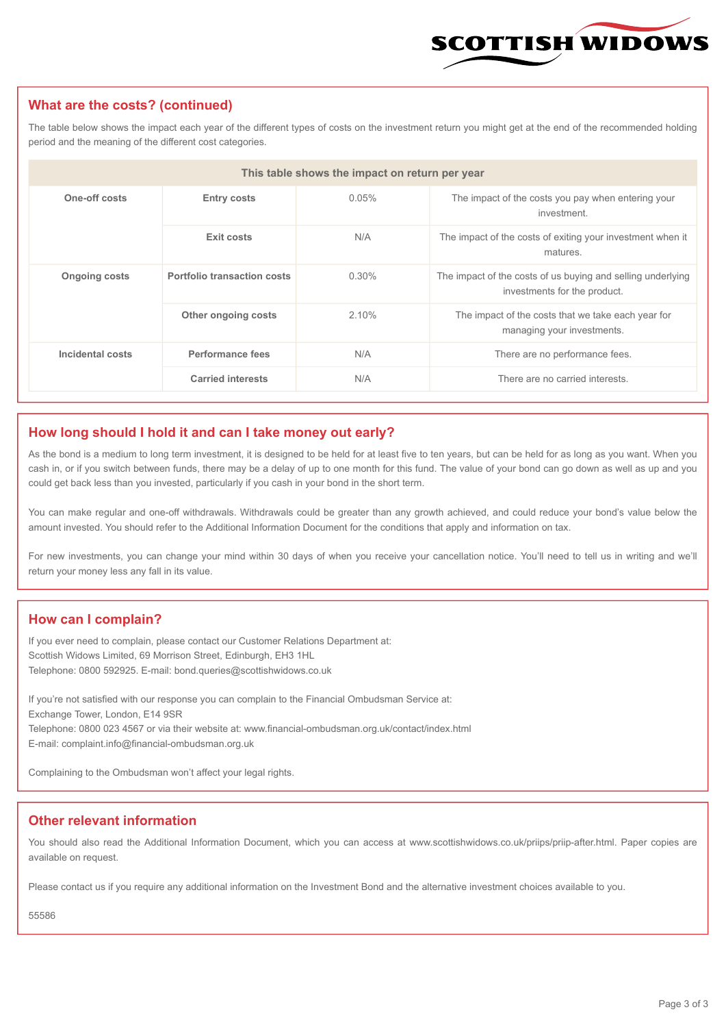## What are the costs? (continued)

The table below shows the impact each year of the different types of costs on the investment return you might get at the end of the recommended holding period and the meaning of the different cost categories.

| This table shows the impact on return per year | | | |
|---|---|---|---|
| **One-off costs** | **Entry costs** | 0.05% | The impact of the costs you pay when entering your investment. |
| | **Exit costs** | N/A | The impact of the costs of exiting your investment when it matures. |
| **Ongoing costs** | **Portfolio transaction costs** | 0.30% | The impact of the costs of us buying and selling underlying investments for the product. |
| | **Other ongoing costs** | 2.10% | The impact of the costs that we take each year for managing your investments. |
| **Incidental costs** | **Performance fees** | N/A | There are no performance fees. |
| | **Carried interests** | N/A | There are no carried interests. |

## How long should I hold it and can I take money out early?

As the bond is a medium to long term investment, it is designed to be held for at least five to ten years, but can be held for as long as you want. When you cash in, or if you switch between funds, there may be a delay of up to one month for this fund. The value of your bond can go down as well as up and you could get back less than you invested, particularly if you cash in your bond in the short term.

You can make regular and one-off withdrawals. Withdrawals could be greater than any growth achieved, and could reduce your bond's value below the amount invested. You should refer to the Additional Information Document for the conditions that apply and information on tax.

For new investments, you can change your mind within 30 days of when you receive your cancellation notice. You'll need to tell us in writing and we'll return your money less any fall in its value.

## How can I complain?

If you ever need to complain, please contact our Customer Relations Department at:
Scottish Widows Limited, 69 Morrison Street, Edinburgh, EH3 1HL
Telephone: 0800 592925. E-mail: bond.queries@scottishwidows.co.uk

If you're not satisfied with our response you can complain to the Financial Ombudsman Service at:
Exchange Tower, London, E14 9SR
Telephone: 0800 023 4567 or via their website at: www.financial-ombudsman.org.uk/contact/index.html
E-mail: complaint.info@financial-ombudsman.org.uk

Complaining to the Ombudsman won't affect your legal rights.

## Other relevant information

You should also read the Additional Information Document, which you can access at www.scottishwidows.co.uk/priips/priip-after.html. Paper copies are available on request.

Please contact us if you require any additional information on the Investment Bond and the alternative investment choices available to you.

55586